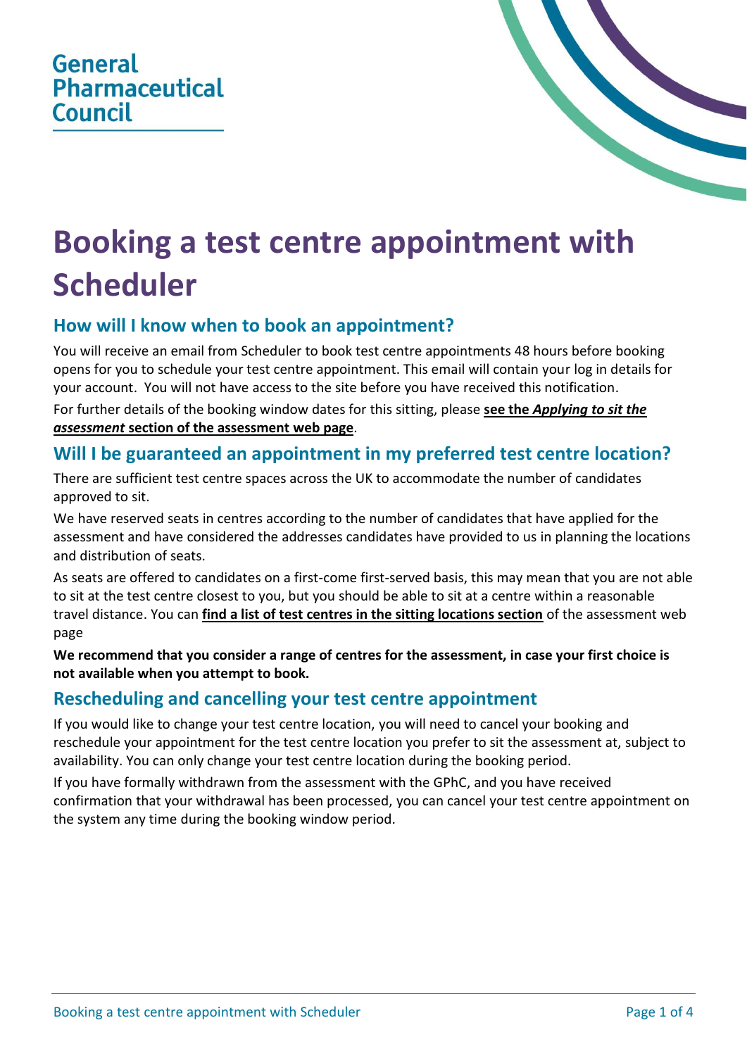General Pharmaceutical Council

# Booking a test centre appointment with Scheduler

## How will I know when to book an appointment?

You will receive an email from Scheduler to book test centre appointments 48 hours before booking opens for you to schedule your test centre appointment. This email will contain your log in details for your account. You will not have access to the site before you have received this notification.

For further details of the booking window dates for this sitting, please **see the *Applying to sit the assessment* section of the assessment web page**.

## Will I be guaranteed an appointment in my preferred test centre location?

There are sufficient test centre spaces across the UK to accommodate the number of candidates approved to sit.

We have reserved seats in centres according to the number of candidates that have applied for the assessment and have considered the addresses candidates have provided to us in planning the locations and distribution of seats.

As seats are offered to candidates on a first-come first-served basis, this may mean that you are not able to sit at the test centre closest to you, but you should be able to sit at a centre within a reasonable travel distance. You can **find a list of test centres in the sitting locations section** of the assessment web page

**We recommend that you consider a range of centres for the assessment, in case your first choice is not available when you attempt to book.**

## Rescheduling and cancelling your test centre appointment

If you would like to change your test centre location, you will need to cancel your booking and reschedule your appointment for the test centre location you prefer to sit the assessment at, subject to availability. You can only change your test centre location during the booking period.

If you have formally withdrawn from the assessment with the GPhC, and you have received confirmation that your withdrawal has been processed, you can cancel your test centre appointment on the system any time during the booking window period.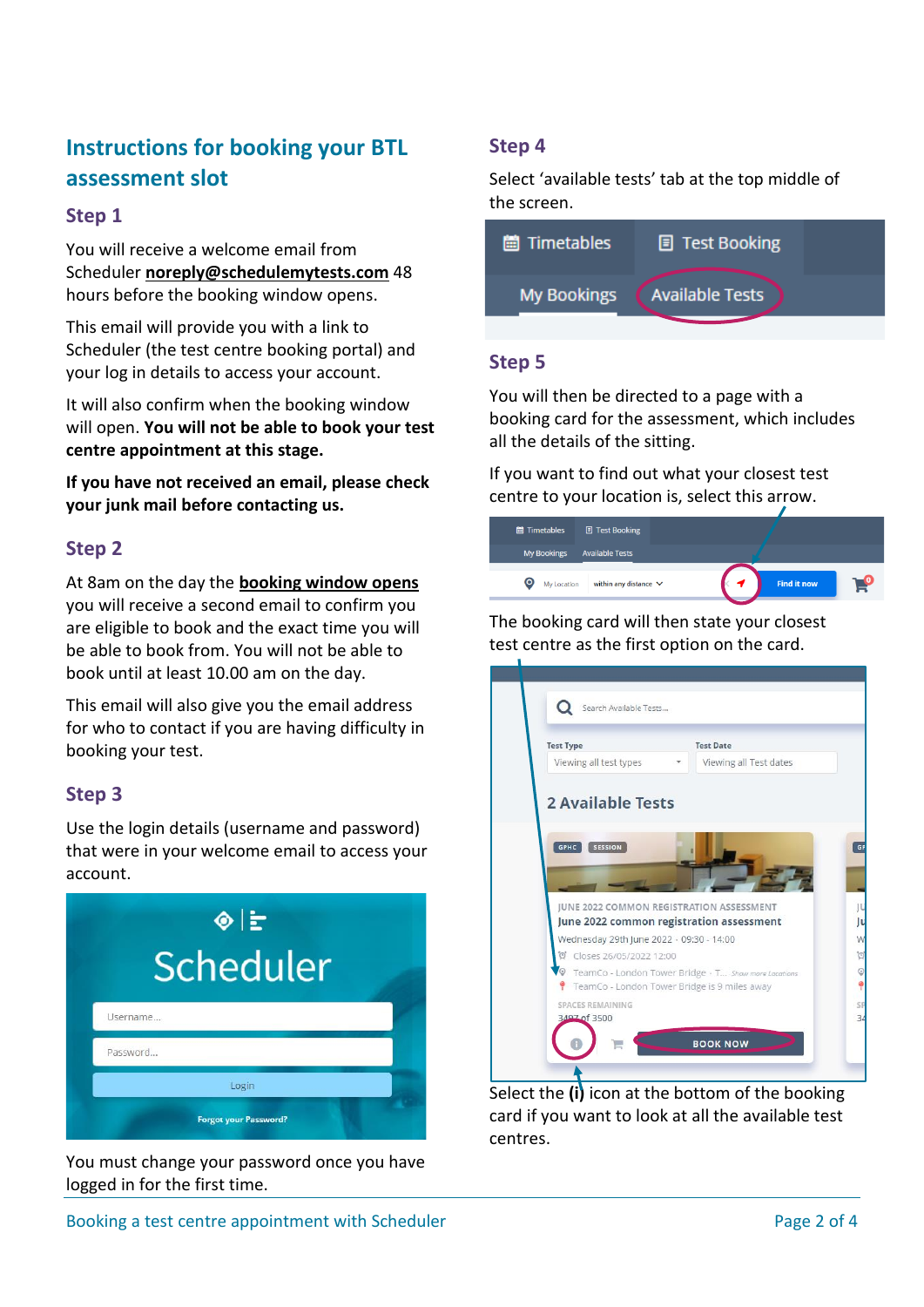## Instructions for booking your BTL assessment slot

### Step 1

You will receive a welcome email from Scheduler **noreply@schedulemytests.com** 48 hours before the booking window opens.

This email will provide you with a link to Scheduler (the test centre booking portal) and your log in details to access your account.

It will also confirm when the booking window will open. **You will not be able to book your test centre appointment at this stage.**

**If you have not received an email, please check your junk mail before contacting us.**

### Step 2

At 8am on the day the **booking window opens** you will receive a second email to confirm you are eligible to book and the exact time you will be able to book from. You will not be able to book until at least 10.00 am on the day.

This email will also give you the email address for who to contact if you are having difficulty in booking your test.

### Step 3

Use the login details (username and password) that were in your welcome email to access your account.

You must change your password once you have logged in for the first time.

### Step 4

Select 'available tests' tab at the top middle of the screen.

### Step 5

You will then be directed to a page with a booking card for the assessment, which includes all the details of the sitting.

If you want to find out what your closest test centre to your location is, select this arrow.

The booking card will then state your closest test centre as the first option on the card.

Select the **(i)** icon at the bottom of the booking card if you want to look at all the available test centres.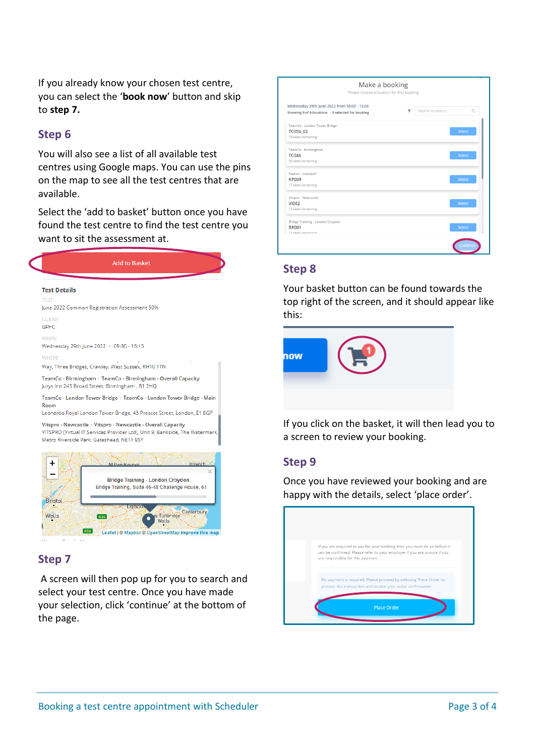If you already know your chosen test centre, you can select the '**book now**' button and skip to **step 7.**

## Step 6

You will also see a list of all available test centres using Google maps. You can use the pins on the map to see all the test centres that are available.

Select the 'add to basket' button once you have found the test centre to find the test centre you want to sit the assessment at.

## Step 7

A screen will then pop up for you to search and select your test centre. Once you have made your selection, click 'continue' at the bottom of the page.

## Step 8

Your basket button can be found towards the top right of the screen, and it should appear like this:

If you click on the basket, it will then lead you to a screen to review your booking.

## Step 9

Once you have reviewed your booking and are happy with the details, select 'place order'.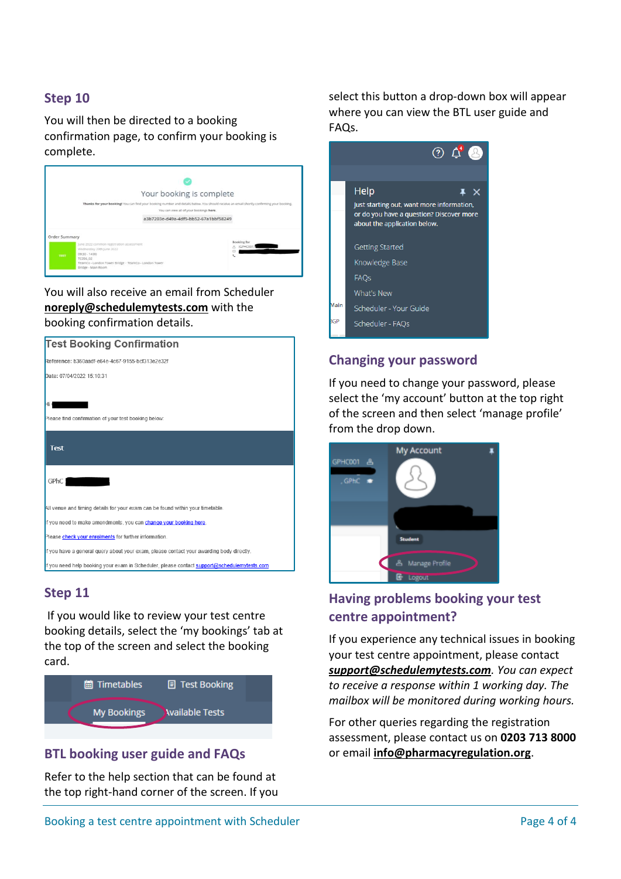## Step 10

You will then be directed to a booking confirmation page, to confirm your booking is complete.

You will also receive an email from Scheduler **noreply@schedulemytests.com** with the booking confirmation details.

## Step 11

If you would like to review your test centre booking details, select the 'my bookings' tab at the top of the screen and select the booking card.

## BTL booking user guide and FAQs

Refer to the help section that can be found at the top right-hand corner of the screen. If you select this button a drop-down box will appear where you can view the BTL user guide and FAQs.

## Changing your password

If you need to change your password, please select the 'my account' button at the top right of the screen and then select 'manage profile' from the drop down.

## Having problems booking your test centre appointment?

If you experience any technical issues in booking your test centre appointment, please contact ***support@schedulemytests.com***. *You can expect to receive a response within 1 working day. The mailbox will be monitored during working hours.*

For other queries regarding the registration assessment, please contact us on **0203 713 8000** or email **info@pharmacyregulation.org**.